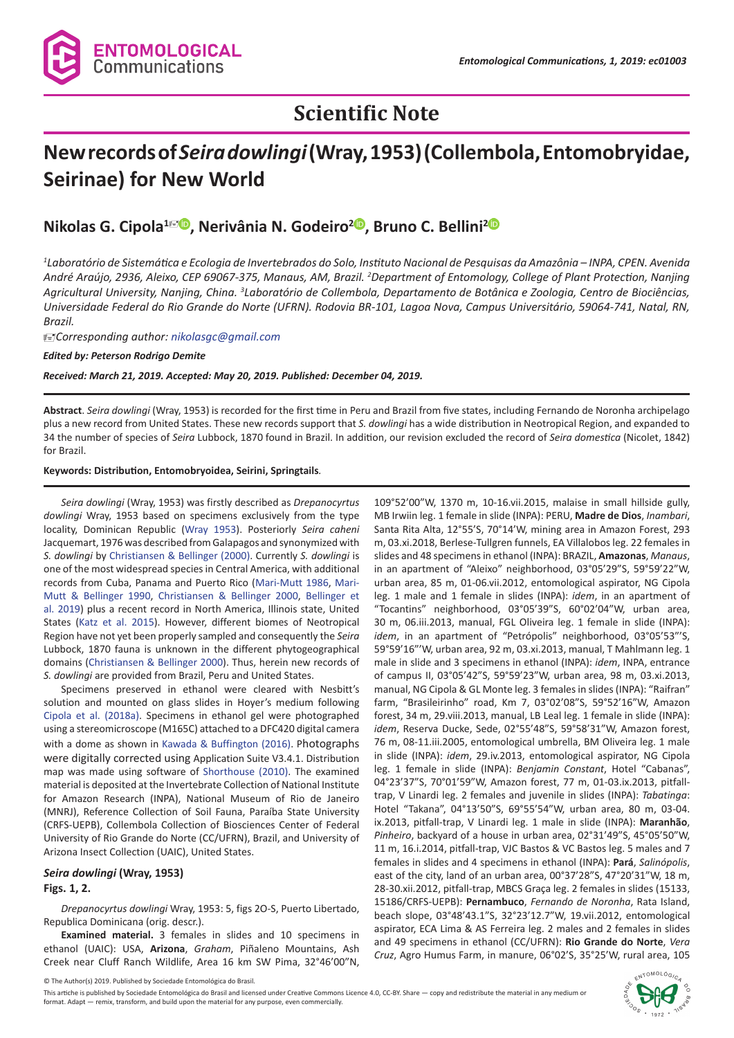# Scientific Note

# New records of *Seira dowlingi* (Wray, 1953) (Collembola, Entomobryidae, Seirinae) for New World

**Nikolas G. Cipola[1], Nerivânia N. Godeiro[2], Bruno C. Bellini[2]**

[1]Laboratório de Sistemática e Ecologia de Invertebrados do Solo, Instituto Nacional de Pesquisas da Amazônia – INPA, CPEN. Avenida André Araújo, 2936, Aleixo, CEP 69067-375, Manaus, AM, Brazil. [2]Department of Entomology, College of Plant Protection, Nanjing Agricultural University, Nanjing, China. [3]Laboratório de Collembola, Departamento de Botânica e Zoologia, Centro de Biociências, Universidade Federal do Rio Grande do Norte (UFRN). Rodovia BR-101, Lagoa Nova, Campus Universitário, 59064-741, Natal, RN, Brazil.

*Corresponding author: nikolasgc@gmail.com*

***Edited by: Peterson Rodrigo Demite***

***Received: March 21, 2019. Accepted: May 20, 2019. Published: December 04, 2019.***

**Abstract**. *Seira dowlingi* (Wray, 1953) is recorded for the first time in Peru and Brazil from five states, including Fernando de Noronha archipelago plus a new record from United States. These new records support that *S. dowlingi* has a wide distribution in Neotropical Region, and expanded to 34 the number of species of *Seira* Lubbock, 1870 found in Brazil. In addition, our revision excluded the record of *Seira domestica* (Nicolet, 1842) for Brazil.

**Keywords: Distribution, Entomobryoidea, Seirini, Springtails**.

*Seira dowlingi* (Wray, 1953) was firstly described as *Drepanocyrtus dowlingi* Wray, 1953 based on specimens exclusively from the type locality, Dominican Republic (Wray 1953). Posteriorly *Seira caheni* Jacquemart, 1976 was described from Galapagos and synonymized with *S. dowlingi* by Christiansen & Bellinger (2000). Currently *S. dowlingi* is one of the most widespread species in Central America, with additional records from Cuba, Panama and Puerto Rico (Mari-Mutt 1986, Mari-Mutt & Bellinger 1990, Christiansen & Bellinger 2000, Bellinger et al. 2019) plus a recent record in North America, Illinois state, United States (Katz et al. 2015). However, different biomes of Neotropical Region have not yet been properly sampled and consequently the *Seira* Lubbock, 1870 fauna is unknown in the different phytogeographical domains (Christiansen & Bellinger 2000). Thus, herein new records of *S. dowlingi* are provided from Brazil, Peru and United States.

Specimens preserved in ethanol were cleared with Nesbitt's solution and mounted on glass slides in Hoyer's medium following Cipola et al. (2018a). Specimens in ethanol gel were photographed using a stereomicroscope (M165C) attached to a DFC420 digital camera with a dome as shown in Kawada & Buffington (2016). Photographs were digitally corrected using Application Suite V3.4.1. Distribution map was made using software of Shorthouse (2010). The examined material is deposited at the Invertebrate Collection of National Institute for Amazon Research (INPA), National Museum of Rio de Janeiro (MNRJ), Reference Collection of Soil Fauna, Paraíba State University (CRFS-UEPB), Collembola Collection of Biosciences Center of Federal University of Rio Grande do Norte (CC/UFRN), Brazil, and University of Arizona Insect Collection (UAIC), United States.

### *Seira dowlingi* (Wray, 1953)

**Figs. 1, 2.**

*Drepanocyrtus dowlingi* Wray, 1953: 5, figs 2O-S, Puerto Libertado, Republica Dominicana (orig. descr.).

**Examined material.** 3 females in slides and 10 specimens in ethanol (UAIC): USA, **Arizona**, *Graham*, Piñaleno Mountains, Ash Creek near Cluff Ranch Wildlife, Area 16 km SW Pima, 32°46'00"N, 109°52'00"W, 1370 m, 10-16.vii.2015, malaise in small hillside gully, MB Irwiin leg. 1 female in slide (INPA): PERU, **Madre de Dios**, *Inambari*, Santa Rita Alta, 12°55'S, 70°14'W, mining area in Amazon Forest, 293 m, 03.xi.2018, Berlese-Tullgren funnels, EA Villalobos leg. 22 females in slides and 48 specimens in ethanol (INPA): BRAZIL, **Amazonas**, *Manaus*, in an apartment of "Aleixo" neighborhood, 03°05'29"S, 59°59'22"W, urban area, 85 m, 01-06.vii.2012, entomological aspirator, NG Cipola leg. 1 male and 1 female in slides (INPA): *idem*, in an apartment of "Tocantins" neighborhood, 03°05'39"S, 60°02'04"W, urban area, 30 m, 06.iii.2013, manual, FGL Oliveira leg. 1 female in slide (INPA): *idem*, in an apartment of "Petrópolis" neighborhood, 03°05'53"'S, 59°59'16"'W, urban area, 92 m, 03.xi.2013, manual, T Mahlmann leg. 1 male in slide and 3 specimens in ethanol (INPA): *idem*, INPA, entrance of campus II, 03°05'42"S, 59°59'23"W, urban area, 98 m, 03.xi.2013, manual, NG Cipola & GL Monte leg. 3 females in slides (INPA): "Raifran" farm, "Brasileirinho" road, Km 7, 03°02'08"S, 59°52'16"W, Amazon forest, 34 m, 29.viii.2013, manual, LB Leal leg. 1 female in slide (INPA): *idem*, Reserva Ducke, Sede, 02°55'48"S, 59°58'31"W, Amazon forest, 76 m, 08-11.iii.2005, entomological umbrella, BM Oliveira leg. 1 male in slide (INPA): *idem*, 29.iv.2013, entomological aspirator, NG Cipola leg. 1 female in slide (INPA): *Benjamin Constant*, Hotel "Cabanas", 04°23'37"S, 70°01'59"W, Amazon forest, 77 m, 01-03.ix.2013, pitfall-trap, V Linardi leg. 2 females and juvenile in slides (INPA): *Tabatinga*: Hotel "Takana", 04°13'50"S, 69°55'54"W, urban area, 80 m, 03-04.ix.2013, pitfall-trap, V Linardi leg. 1 male in slide (INPA): **Maranhão**, *Pinheiro*, backyard of a house in urban area, 02°31'49"S, 45°05'50"W, 11 m, 16.i.2014, pitfall-trap, VJC Bastos & VC Bastos leg. 5 males and 7 females in slides and 4 specimens in ethanol (INPA): **Pará**, *Salinópolis*, east of the city, land of an urban area, 00°37'28"S, 47°20'31"W, 18 m, 28-30.xii.2012, pitfall-trap, MBCS Graça leg. 2 females in slides (15133, 15186/CRFS-UEPB): **Pernambuco**, *Fernando de Noronha*, Rata Island, beach slope, 03°48'43.1"S, 32°23'12.7"W, 19.vii.2012, entomological aspirator, ECA Lima & AS Ferreira leg. 2 males and 2 females in slides and 49 specimens in ethanol (CC/UFRN): **Rio Grande do Norte**, *Vera Cruz*, Agro Humus Farm, in manure, 06°02'S, 35°25'W, rural area, 105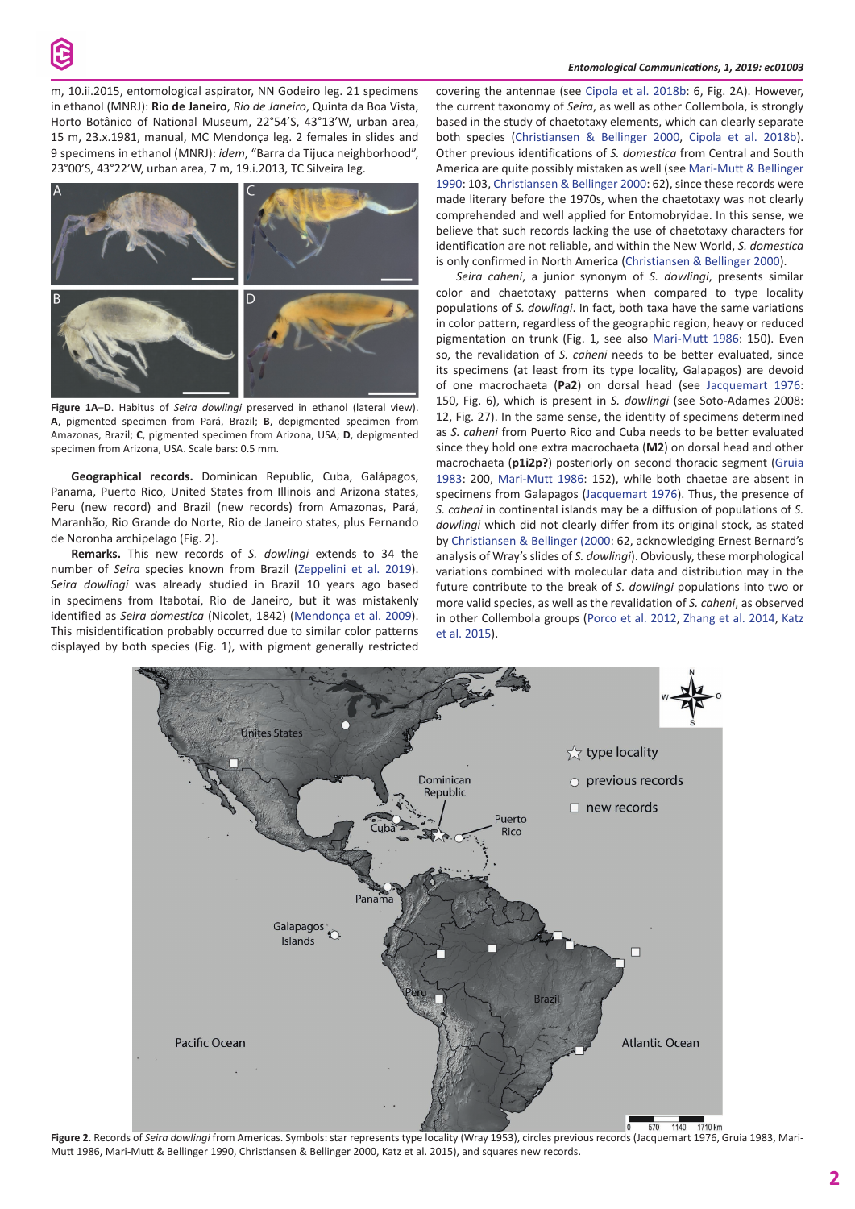m, 10.ii.2015, entomological aspirator, NN Godeiro leg. 21 specimens in ethanol (MNRJ): **Rio de Janeiro**, *Rio de Janeiro*, Quinta da Boa Vista, Horto Botânico of National Museum, 22°54'S, 43°13'W, urban area, 15 m, 23.x.1981, manual, MC Mendonça leg. 2 females in slides and 9 specimens in ethanol (MNRJ): *idem*, "Barra da Tijuca neighborhood", 23°00'S, 43°22'W, urban area, 7 m, 19.i.2013, TC Silveira leg.

**Figure 1A**–**D**. Habitus of *Seira dowlingi* preserved in ethanol (lateral view). **A**, pigmented specimen from Pará, Brazil; **B**, depigmented specimen from Amazonas, Brazil; **C**, pigmented specimen from Arizona, USA; **D**, depigmented specimen from Arizona, USA. Scale bars: 0.5 mm.

**Geographical records.** Dominican Republic, Cuba, Galápagos, Panama, Puerto Rico, United States from Illinois and Arizona states, Peru (new record) and Brazil (new records) from Amazonas, Pará, Maranhão, Rio Grande do Norte, Rio de Janeiro states, plus Fernando de Noronha archipelago (Fig. 2).

**Remarks.** This new records of *S. dowlingi* extends to 34 the number of *Seira* species known from Brazil (Zeppelini et al. 2019). *Seira dowlingi* was already studied in Brazil 10 years ago based in specimens from Itabotaí, Rio de Janeiro, but it was mistakenly identified as *Seira domestica* (Nicolet, 1842) (Mendonça et al. 2009). This misidentification probably occurred due to similar color patterns displayed by both species (Fig. 1), with pigment generally restricted covering the antennae (see Cipola et al. 2018b: 6, Fig. 2A). However, the current taxonomy of *Seira*, as well as other Collembola, is strongly based in the study of chaetotaxy elements, which can clearly separate both species (Christiansen & Bellinger 2000, Cipola et al. 2018b). Other previous identifications of *S. domestica* from Central and South America are quite possibly mistaken as well (see Mari-Mutt & Bellinger 1990: 103, Christiansen & Bellinger 2000: 62), since these records were made literary before the 1970s, when the chaetotaxy was not clearly comprehended and well applied for Entomobryidae. In this sense, we believe that such records lacking the use of chaetotaxy characters for identification are not reliable, and within the New World, *S. domestica* is only confirmed in North America (Christiansen & Bellinger 2000).

*Seira caheni*, a junior synonym of *S. dowlingi*, presents similar color and chaetotaxy patterns when compared to type locality populations of *S. dowlingi*. In fact, both taxa have the same variations in color pattern, regardless of the geographic region, heavy or reduced pigmentation on trunk (Fig. 1, see also Mari-Mutt 1986: 150). Even so, the revalidation of *S. caheni* needs to be better evaluated, since its specimens (at least from its type locality, Galapagos) are devoid of one macrochaeta (**Pa2**) on dorsal head (see Jacquemart 1976: 150, Fig. 6), which is present in *S. dowlingi* (see Soto-Adames 2008: 12, Fig. 27). In the same sense, the identity of specimens determined as *S. caheni* from Puerto Rico and Cuba needs to be better evaluated since they hold one extra macrochaeta (**M2**) on dorsal head and other macrochaeta (**p1i2p?**) posteriorly on second thoracic segment (Gruia 1983: 200, Mari-Mutt 1986: 152), while both chaetae are absent in specimens from Galapagos (Jacquemart 1976). Thus, the presence of *S. caheni* in continental islands may be a diffusion of populations of *S. dowlingi* which did not clearly differ from its original stock, as stated by Christiansen & Bellinger (2000: 62, acknowledging Ernest Bernard's analysis of Wray's slides of *S. dowlingi*). Obviously, these morphological variations combined with molecular data and distribution may in the future contribute to the break of *S. dowlingi* populations into two or more valid species, as well as the revalidation of *S. caheni*, as observed in other Collembola groups (Porco et al. 2012, Zhang et al. 2014, Katz et al. 2015).

**Figure 2**. Records of *Seira dowlingi* from Americas. Symbols: star represents type locality (Wray 1953), circles previous records (Jacquemart 1976, Gruia 1983, Mari-Mutt 1986, Mari-Mutt & Bellinger 1990, Christiansen & Bellinger 2000, Katz et al. 2015), and squares new records.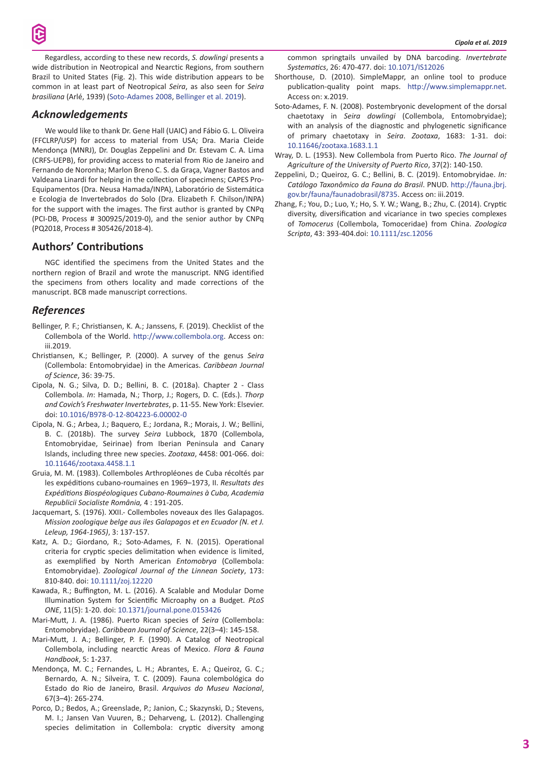Regardless, according to these new records, *S. dowlingi* presents a wide distribution in Neotropical and Nearctic Regions, from southern Brazil to United States (Fig. 2). This wide distribution appears to be common in at least part of Neotropical *Seira*, as also seen for *Seira brasiliana* (Arlé, 1939) (Soto-Adames 2008, Bellinger et al. 2019).

## *Acknowledgements*

We would like to thank Dr. Gene Hall (UAIC) and Fábio G. L. Oliveira (FFCLRP/USP) for access to material from USA; Dra. Maria Cleide Mendonça (MNRJ), Dr. Douglas Zeppelini and Dr. Estevam C. A. Lima (CRFS-UEPB), for providing access to material from Rio de Janeiro and Fernando de Noronha; Marlon Breno C. S. da Graça, Vagner Bastos and Valdeana Linardi for helping in the collection of specimens; CAPES Pro-Equipamentos (Dra. Neusa Hamada/INPA), Laboratório de Sistemática e Ecologia de Invertebrados do Solo (Dra. Elizabeth F. Chilson/INPA) for the support with the images. The first author is granted by CNPq (PCI-DB, Process # 300925/2019-0), and the senior author by CNPq (PQ2018, Process # 305426/2018-4).

## Authors' Contributions

NGC identified the specimens from the United States and the northern region of Brazil and wrote the manuscript. NNG identified the specimens from others locality and made corrections of the manuscript. BCB made manuscript corrections.

## *References*

Bellinger, P. F.; Christiansen, K. A.; Janssens, F. (2019). Checklist of the Collembola of the World. http://www.collembola.org. Access on: iii.2019.

Christiansen, K.; Bellinger, P. (2000). A survey of the genus *Seira* (Collembola: Entomobryidae) in the Americas. *Caribbean Journal of Science*, 36: 39-75.

Cipola, N. G.; Silva, D. D.; Bellini, B. C. (2018a). Chapter 2 - Class Collembola. *In*: Hamada, N.; Thorp, J.; Rogers, D. C. (Eds.). *Thorp and Covich's Freshwater Invertebrates*, p. 11-55. New York: Elsevier. doi: 10.1016/B978-0-12-804223-6.00002-0

Cipola, N. G.; Arbea, J.; Baquero, E.; Jordana, R.; Morais, J. W.; Bellini, B. C. (2018b). The survey *Seira* Lubbock, 1870 (Collembola, Entomobryidae, Seirinae) from Iberian Peninsula and Canary Islands, including three new species. *Zootaxa*, 4458: 001-066. doi: 10.11646/zootaxa.4458.1.1

Gruia, M. M. (1983). Collemboles Arthropléones de Cuba récoltés par les expéditions cubano-roumaines en 1969–1973, II. *Resultats des Expéditions Biospéologiques Cubano-Roumaines à Cuba, Academia Republicii Socialiste România,* 4 : 191-205.

Jacquemart, S. (1976). XXII.- Collemboles noveaux des Iles Galapagos. *Mission zoologique belge aus iles Galapagos et en Ecuador (N. et J. Leleup, 1964-1965)*, 3: 137-157.

Katz, A. D.; Giordano, R.; Soto-Adames, F. N. (2015). Operational criteria for cryptic species delimitation when evidence is limited, as exemplified by North American *Entomobrya* (Collembola: Entomobryidae). *Zoological Journal of the Linnean Society*, 173: 810-840. doi: 10.1111/zoj.12220

Kawada, R.; Buffington, M. L. (2016). A Scalable and Modular Dome Illumination System for Scientific Microaphy on a Budget. *PLoS ONE*, 11(5): 1-20. doi: 10.1371/journal.pone.0153426

Mari-Mutt, J. A. (1986). Puerto Rican species of *Seira* (Collembola: Entomobryidae). *Caribbean Journal of Science*, 22(3–4): 145-158.

Mari-Mutt, J. A.; Bellinger, P. F. (1990). A Catalog of Neotropical Collembola, including nearctic Areas of Mexico. *Flora & Fauna Handbook*, 5: 1-237.

Mendonça, M. C.; Fernandes, L. H.; Abrantes, E. A.; Queiroz, G. C.; Bernardo, A. N.; Silveira, T. C. (2009). Fauna colembológica do Estado do Rio de Janeiro, Brasil. *Arquivos do Museu Nacional*, 67(3–4): 265-274.

Porco, D.; Bedos, A.; Greenslade, P.; Janion, C.; Skazynski, D.; Stevens, M. I.; Jansen Van Vuuren, B.; Deharveng, L. (2012). Challenging species delimitation in Collembola: cryptic diversity among common springtails unvailed by DNA barcoding. *Invertebrate Systematics*, 26: 470-477. doi: 10.1071/IS12026

Shorthouse, D. (2010). SimpleMappr, an online tool to produce publication-quality point maps. http://www.simplemappr.net. Access on: x.2019.

Soto-Adames, F. N. (2008). Postembryonic development of the dorsal chaetotaxy in *Seira dowlingi* (Collembola, Entomobryidae); with an analysis of the diagnostic and phylogenetic significance of primary chaetotaxy in *Seira*. *Zootaxa*, 1683: 1-31. doi: 10.11646/zootaxa.1683.1.1

Wray, D. L. (1953). New Collembola from Puerto Rico. *The Journal of Agriculture of the University of Puerto Rico*, 37(2): 140-150.

Zeppelini, D.; Queiroz, G. C.; Bellini, B. C. (2019). Entomobryidae. *In: Catálogo Taxonômico da Fauna do Brasil*. PNUD. http://fauna.jbrj.gov.br/fauna/faunadobrasil/8735. Access on: iii.2019.

Zhang, F.; You, D.; Luo, Y.; Ho, S. Y. W.; Wang, B.; Zhu, C. (2014). Cryptic diversity, diversification and vicariance in two species complexes of *Tomocerus* (Collembola, Tomoceridae) from China. *Zoologica Scripta*, 43: 393-404.doi: 10.1111/zsc.12056